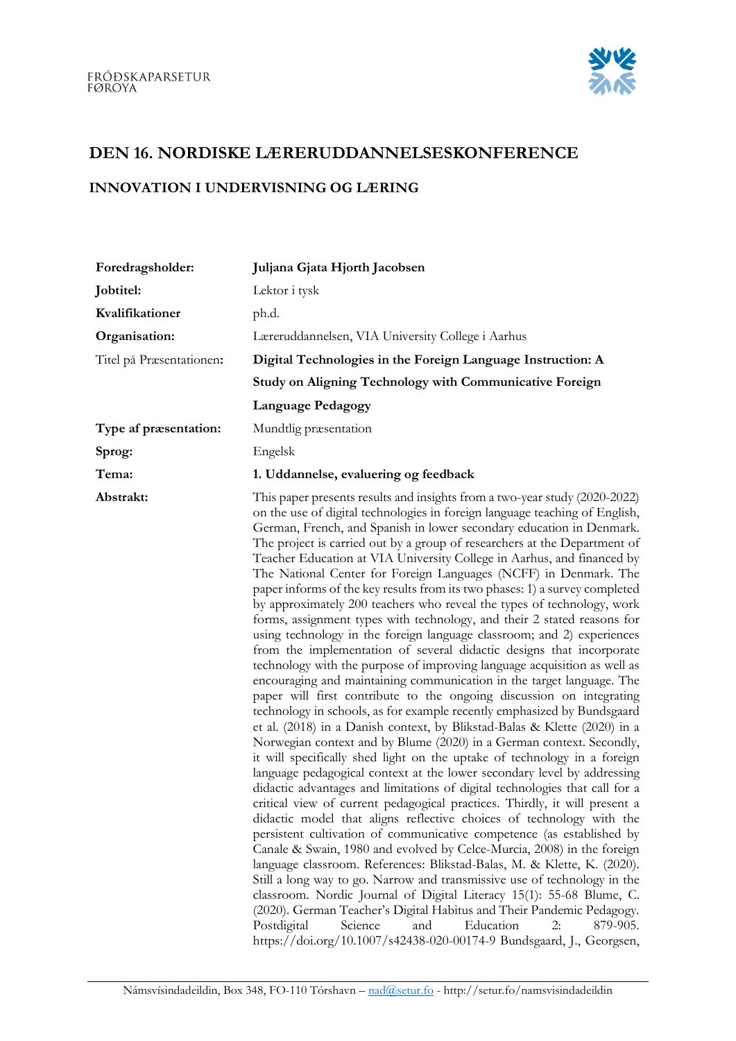FRÓÐSKAPARSETUR FØROYA

# DEN 16. NORDISKE LÆRERUDDANNELSESKONFERENCE

## INNOVATION I UNDERVISNING OG LÆRING

| | |
|---|---|
| **Foredragsholder:** | **Juljana Gjata Hjorth Jacobsen** |
| **Jobtitel:** | Lektor i tysk |
| **Kvalifikationer** | ph.d. |
| **Organisation:** | Læreruddannelsen, VIA University College i Aarhus |
| Titel på Præsentationen**:** | **Digital Technologies in the Foreign Language Instruction: A Study on Aligning Technology with Communicative Foreign Language Pedagogy** |
| **Type af præsentation:** | Mundtlig præsentation |
| **Sprog:** | Engelsk |
| **Tema:** | **1. Uddannelse, evaluering og feedback** |
| **Abstrakt:** | This paper presents results and insights from a two-year study (2020-2022) on the use of digital technologies in foreign language teaching of English, German, French, and Spanish in lower secondary education in Denmark. The project is carried out by a group of researchers at the Department of Teacher Education at VIA University College in Aarhus, and financed by The National Center for Foreign Languages (NCFF) in Denmark. The paper informs of the key results from its two phases: 1) a survey completed by approximately 200 teachers who reveal the types of technology, work forms, assignment types with technology, and their 2 stated reasons for using technology in the foreign language classroom; and 2) experiences from the implementation of several didactic designs that incorporate technology with the purpose of improving language acquisition as well as encouraging and maintaining communication in the target language. The paper will first contribute to the ongoing discussion on integrating technology in schools, as for example recently emphasized by Bundsgaard et al. (2018) in a Danish context, by Blikstad-Balas & Klette (2020) in a Norwegian context and by Blume (2020) in a German context. Secondly, it will specifically shed light on the uptake of technology in a foreign language pedagogical context at the lower secondary level by addressing didactic advantages and limitations of digital technologies that call for a critical view of current pedagogical practices. Thirdly, it will present a didactic model that aligns reflective choices of technology with the persistent cultivation of communicative competence (as established by Canale & Swain, 1980 and evolved by Celce-Murcia, 2008) in the foreign language classroom. References: Blikstad-Balas, M. & Klette, K. (2020). Still a long way to go. Narrow and transmissive use of technology in the classroom. Nordic Journal of Digital Literacy 15(1): 55-68 Blume, C. (2020). German Teacher's Digital Habitus and Their Pandemic Pedagogy. Postdigital Science and Education 2: 879-905. https://doi.org/10.1007/s42438-020-00174-9 Bundsgaard, J., Georgsen, |

Námsvísindadeildin, Box 348, FO-110 Tórshavn – nad@setur.fo - http://setur.fo/namsvisindadeildin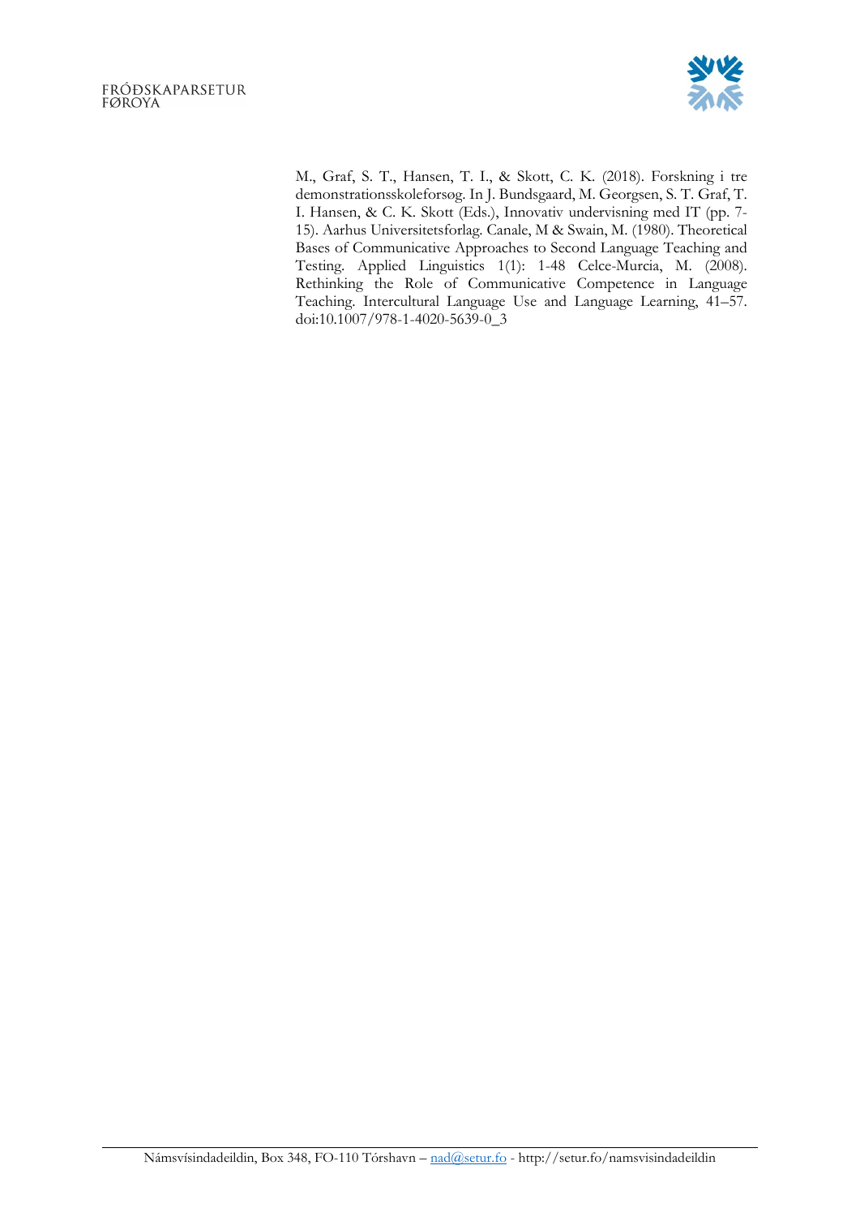M., Graf, S. T., Hansen, T. I., & Skott, C. K. (2018). Forskning i tre demonstrationsskoleforsøg. In J. Bundsgaard, M. Georgsen, S. T. Graf, T. I. Hansen, & C. K. Skott (Eds.), Innovativ undervisning med IT (pp. 7-15). Aarhus Universitetsforlag. Canale, M & Swain, M. (1980). Theoretical Bases of Communicative Approaches to Second Language Teaching and Testing. Applied Linguistics 1(1): 1-48 Celce-Murcia, M. (2008). Rethinking the Role of Communicative Competence in Language Teaching. Intercultural Language Use and Language Learning, 41–57. doi:10.1007/978-1-4020-5639-0_3